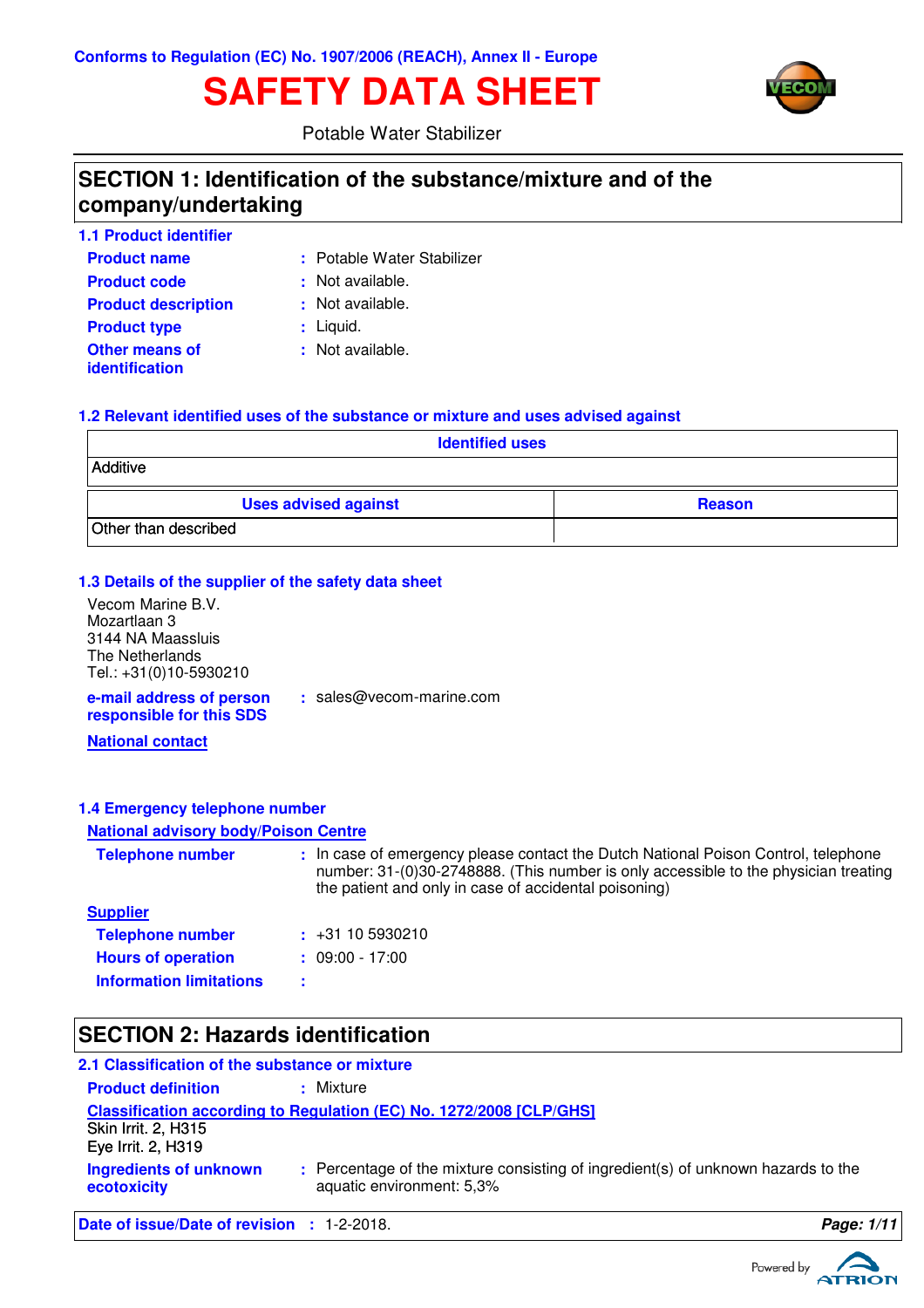Conforms to Regulation (EC) No. 1907/2006 (REACH), Annex II - Europe

# SAFETY DATA SHEET

Potable Water Stabilizer

## SECTION 1: Identification of the substance/mixture and of the company/undertaking

### 1.1 Product identifier

**Product name** : Potable Water Stabilizer

**Product code** : Not available.

**Product description** : Not available.

**Product type** : Liquid.

**Other means of identification** : Not available.

### 1.2 Relevant identified uses of the substance or mixture and uses advised against

| Identified uses |
|---|
| Additive |

| Uses advised against | Reason |
|---|---|
| Other than described | |

### 1.3 Details of the supplier of the safety data sheet

Vecom Marine B.V.
Mozartlaan 3
3144 NA Maassluis
The Netherlands
Tel.: +31(0)10-5930210

**e-mail address of person responsible for this SDS** : sales@vecom-marine.com

**National contact**

### 1.4 Emergency telephone number

**National advisory body/Poison Centre**

**Telephone number** : In case of emergency please contact the Dutch National Poison Control, telephone number: 31-(0)30-2748888. (This number is only accessible to the physician treating the patient and only in case of accidental poisoning)

**Supplier**

**Telephone number** : +31 10 5930210

**Hours of operation** : 09:00 - 17:00

**Information limitations** :

## SECTION 2: Hazards identification

### 2.1 Classification of the substance or mixture

**Product definition** : Mixture

**Classification according to Regulation (EC) No. 1272/2008 [CLP/GHS]**

Skin Irrit. 2, H315
Eye Irrit. 2, H319

**Ingredients of unknown ecotoxicity** : Percentage of the mixture consisting of ingredient(s) of unknown hazards to the aquatic environment: 5,3%

**Date of issue/Date of revision** : 1-2-2018.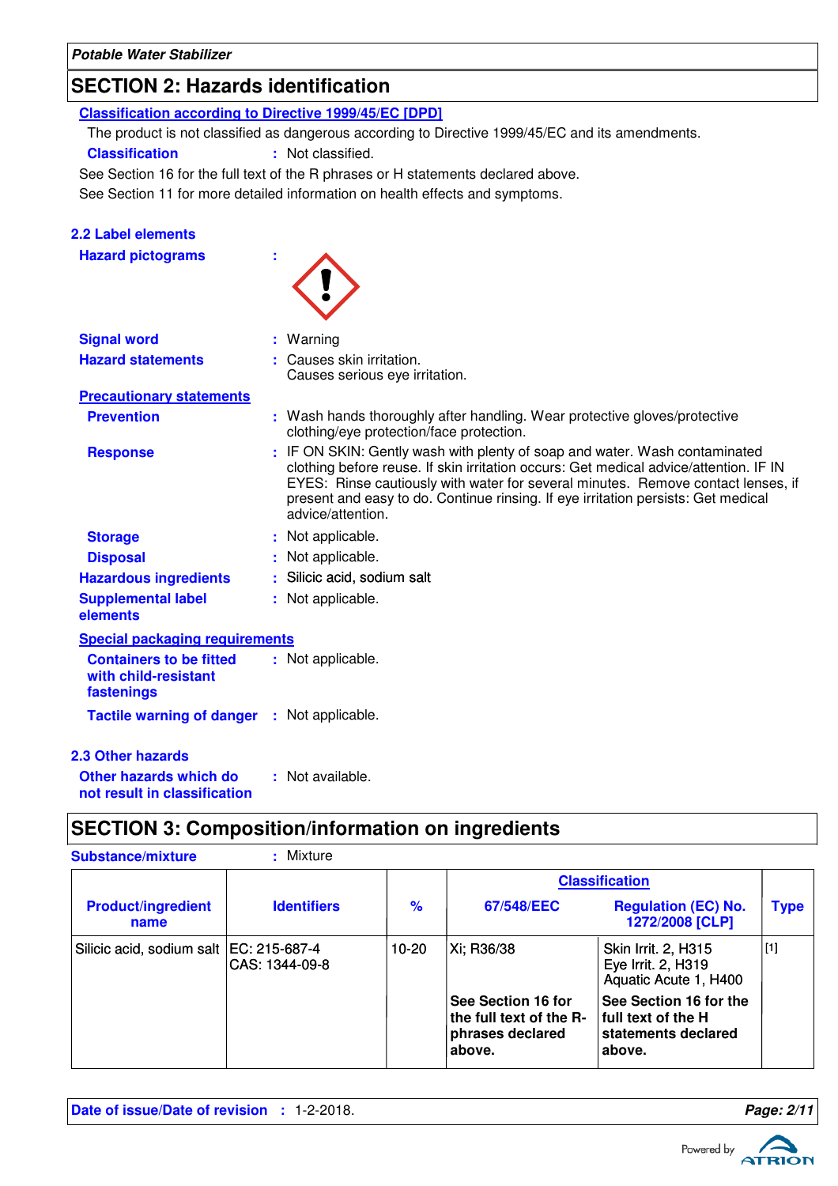## SECTION 2: Hazards identification

**Classification according to Directive 1999/45/EC [DPD]**

The product is not classified as dangerous according to Directive 1999/45/EC and its amendments.

**Classification** : Not classified.

See Section 16 for the full text of the R phrases or H statements declared above.

See Section 11 for more detailed information on health effects and symptoms.

### 2.2 Label elements

**Hazard pictograms** :

**Signal word** : Warning

**Hazard statements** : Causes skin irritation.
Causes serious eye irritation.

**Precautionary statements**

**Prevention** : Wash hands thoroughly after handling. Wear protective gloves/protective clothing/eye protection/face protection.

**Response** : IF ON SKIN: Gently wash with plenty of soap and water. Wash contaminated clothing before reuse. If skin irritation occurs: Get medical advice/attention. IF IN EYES: Rinse cautiously with water for several minutes. Remove contact lenses, if present and easy to do. Continue rinsing. If eye irritation persists: Get medical advice/attention.

**Storage** : Not applicable.

**Disposal** : Not applicable.

**Hazardous ingredients** : Silicic acid, sodium salt

**Supplemental label elements** : Not applicable.

**Special packaging requirements**

**Containers to be fitted with child-resistant fastenings** : Not applicable.

**Tactile warning of danger** : Not applicable.

### 2.3 Other hazards

**Other hazards which do not result in classification** : Not available.

## SECTION 3: Composition/information on ingredients

**Substance/mixture** : Mixture

| Product/ingredient name | Identifiers | % | Classification | | Type |
|---|---|---|---|---|---|
| | | | 67/548/EEC | Regulation (EC) No. 1272/2008 [CLP] | |
| Silicic acid, sodium salt | EC: 215-687-4<br>CAS: 1344-09-8 | 10-20 | Xi; R36/38 | Skin Irrit. 2, H315<br>Eye Irrit. 2, H319<br>Aquatic Acute 1, H400 | [1] |
| | | | **See Section 16 for the full text of the R-phrases declared above.** | **See Section 16 for the full text of the H statements declared above.** | |

**Date of issue/Date of revision** : 1-2-2018.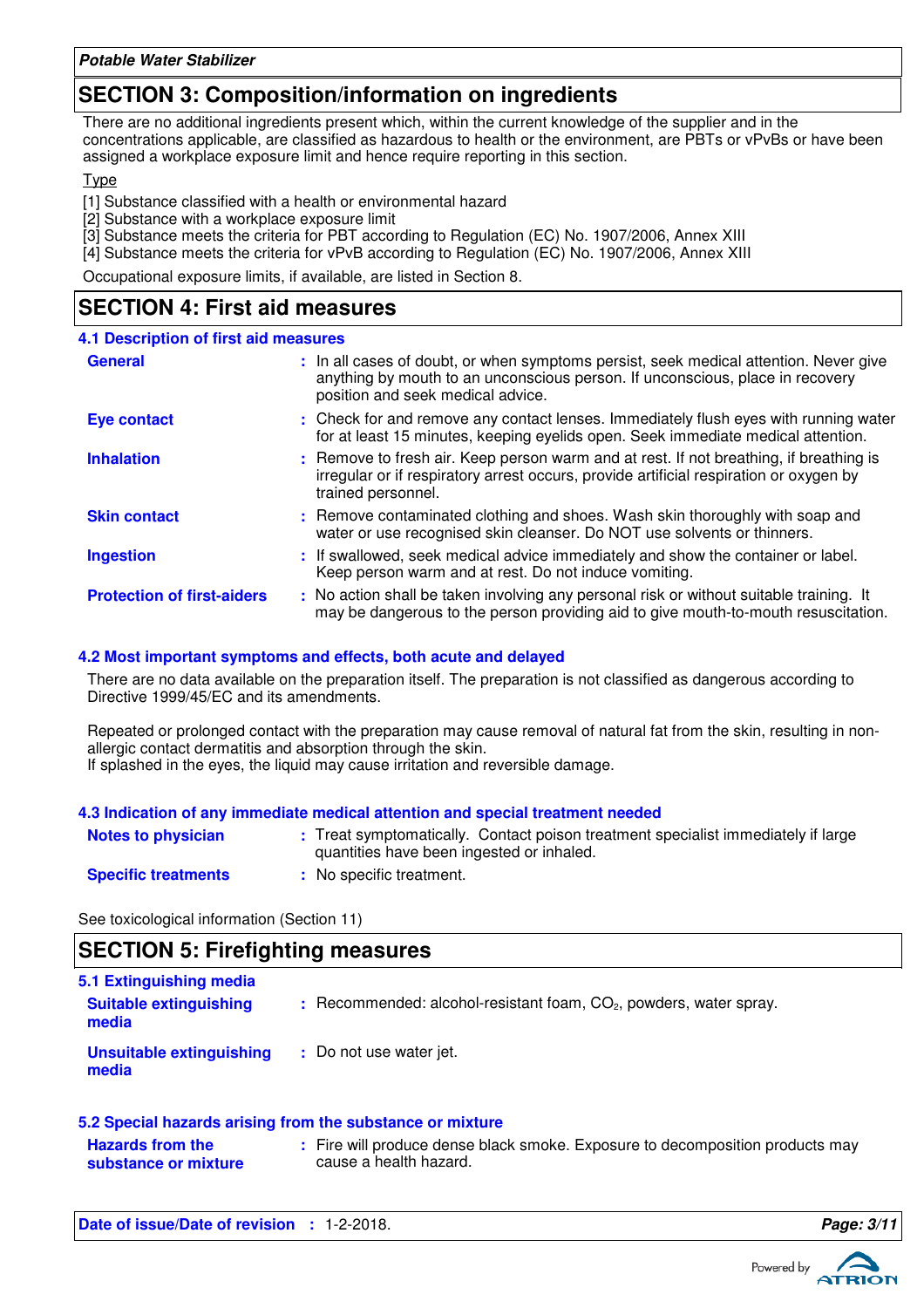## SECTION 3: Composition/information on ingredients

There are no additional ingredients present which, within the current knowledge of the supplier and in the concentrations applicable, are classified as hazardous to health or the environment, are PBTs or vPvBs or have been assigned a workplace exposure limit and hence require reporting in this section.

Type

[1] Substance classified with a health or environmental hazard
[2] Substance with a workplace exposure limit
[3] Substance meets the criteria for PBT according to Regulation (EC) No. 1907/2006, Annex XIII
[4] Substance meets the criteria for vPvB according to Regulation (EC) No. 1907/2006, Annex XIII

Occupational exposure limits, if available, are listed in Section 8.

## SECTION 4: First aid measures

### 4.1 Description of first aid measures

**General** : In all cases of doubt, or when symptoms persist, seek medical attention. Never give anything by mouth to an unconscious person. If unconscious, place in recovery position and seek medical advice.

**Eye contact** : Check for and remove any contact lenses. Immediately flush eyes with running water for at least 15 minutes, keeping eyelids open. Seek immediate medical attention.

**Inhalation** : Remove to fresh air. Keep person warm and at rest. If not breathing, if breathing is irregular or if respiratory arrest occurs, provide artificial respiration or oxygen by trained personnel.

**Skin contact** : Remove contaminated clothing and shoes. Wash skin thoroughly with soap and water or use recognised skin cleanser. Do NOT use solvents or thinners.

**Ingestion** : If swallowed, seek medical advice immediately and show the container or label. Keep person warm and at rest. Do not induce vomiting.

**Protection of first-aiders** : No action shall be taken involving any personal risk or without suitable training. It may be dangerous to the person providing aid to give mouth-to-mouth resuscitation.

### 4.2 Most important symptoms and effects, both acute and delayed

There are no data available on the preparation itself. The preparation is not classified as dangerous according to Directive 1999/45/EC and its amendments.

Repeated or prolonged contact with the preparation may cause removal of natural fat from the skin, resulting in non-allergic contact dermatitis and absorption through the skin.
If splashed in the eyes, the liquid may cause irritation and reversible damage.

### 4.3 Indication of any immediate medical attention and special treatment needed

**Notes to physician** : Treat symptomatically. Contact poison treatment specialist immediately if large quantities have been ingested or inhaled.

**Specific treatments** : No specific treatment.

See toxicological information (Section 11)

## SECTION 5: Firefighting measures

### 5.1 Extinguishing media

**Suitable extinguishing media** : Recommended: alcohol-resistant foam, $CO_2$, powders, water spray.

**Unsuitable extinguishing media** : Do not use water jet.

### 5.2 Special hazards arising from the substance or mixture

**Hazards from the substance or mixture** : Fire will produce dense black smoke. Exposure to decomposition products may cause a health hazard.

**Date of issue/Date of revision** : 1-2-2018.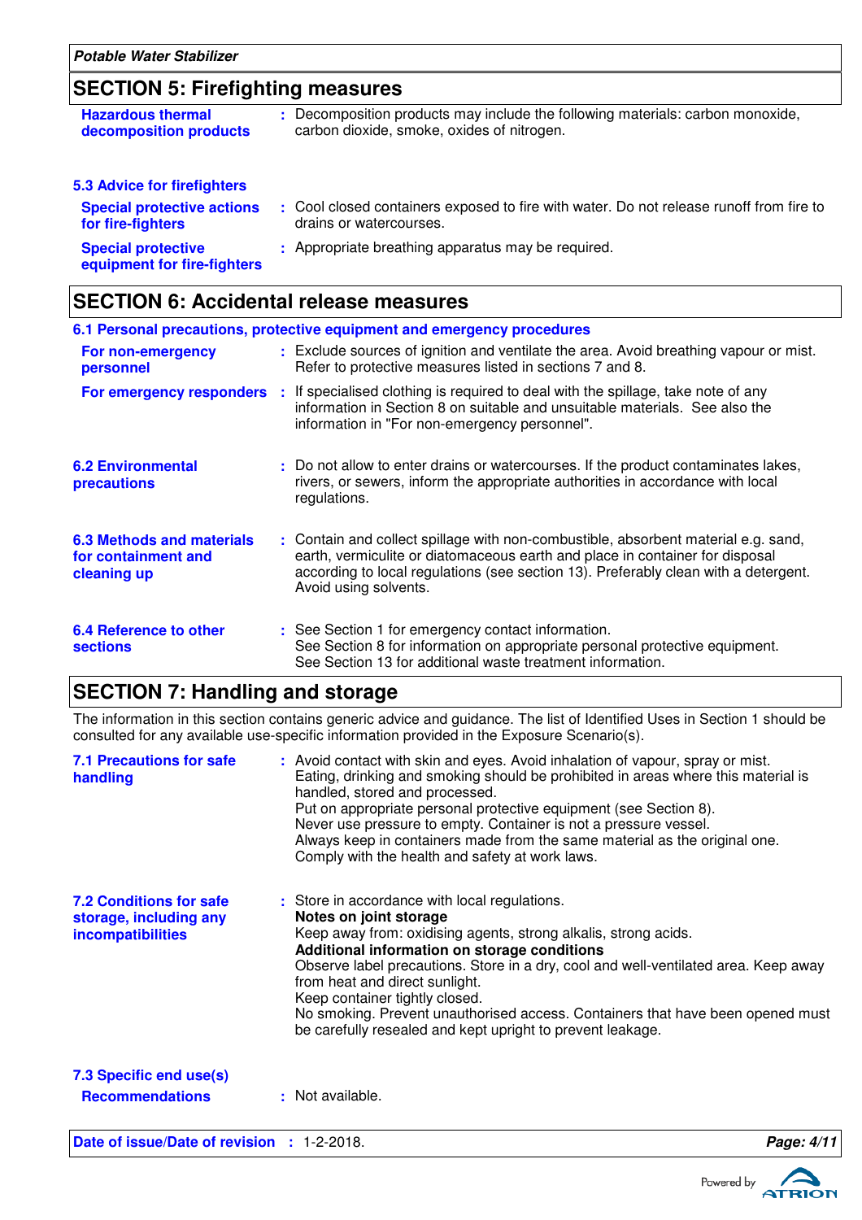## SECTION 5: Firefighting measures

**Hazardous thermal decomposition products** : Decomposition products may include the following materials: carbon monoxide, carbon dioxide, smoke, oxides of nitrogen.

### 5.3 Advice for firefighters

**Special protective actions for fire-fighters** : Cool closed containers exposed to fire with water. Do not release runoff from fire to drains or watercourses.

**Special protective equipment for fire-fighters** : Appropriate breathing apparatus may be required.

## SECTION 6: Accidental release measures

### 6.1 Personal precautions, protective equipment and emergency procedures

**For non-emergency personnel** : Exclude sources of ignition and ventilate the area. Avoid breathing vapour or mist. Refer to protective measures listed in sections 7 and 8.

**For emergency responders** : If specialised clothing is required to deal with the spillage, take note of any information in Section 8 on suitable and unsuitable materials. See also the information in "For non-emergency personnel".

**6.2 Environmental precautions** : Do not allow to enter drains or watercourses. If the product contaminates lakes, rivers, or sewers, inform the appropriate authorities in accordance with local regulations.

**6.3 Methods and materials for containment and cleaning up** : Contain and collect spillage with non-combustible, absorbent material e.g. sand, earth, vermiculite or diatomaceous earth and place in container for disposal according to local regulations (see section 13). Preferably clean with a detergent. Avoid using solvents.

**6.4 Reference to other sections** : See Section 1 for emergency contact information.
See Section 8 for information on appropriate personal protective equipment.
See Section 13 for additional waste treatment information.

## SECTION 7: Handling and storage

The information in this section contains generic advice and guidance. The list of Identified Uses in Section 1 should be consulted for any available use-specific information provided in the Exposure Scenario(s).

**7.1 Precautions for safe handling** : Avoid contact with skin and eyes. Avoid inhalation of vapour, spray or mist. Eating, drinking and smoking should be prohibited in areas where this material is handled, stored and processed.
Put on appropriate personal protective equipment (see Section 8).
Never use pressure to empty. Container is not a pressure vessel.
Always keep in containers made from the same material as the original one.
Comply with the health and safety at work laws.

**7.2 Conditions for safe storage, including any incompatibilities** : Store in accordance with local regulations.
**Notes on joint storage**
Keep away from: oxidising agents, strong alkalis, strong acids.
**Additional information on storage conditions**
Observe label precautions. Store in a dry, cool and well-ventilated area. Keep away from heat and direct sunlight.
Keep container tightly closed.
No smoking. Prevent unauthorised access. Containers that have been opened must be carefully resealed and kept upright to prevent leakage.

### 7.3 Specific end use(s)

**Recommendations** : Not available.

**Date of issue/Date of revision** : 1-2-2018.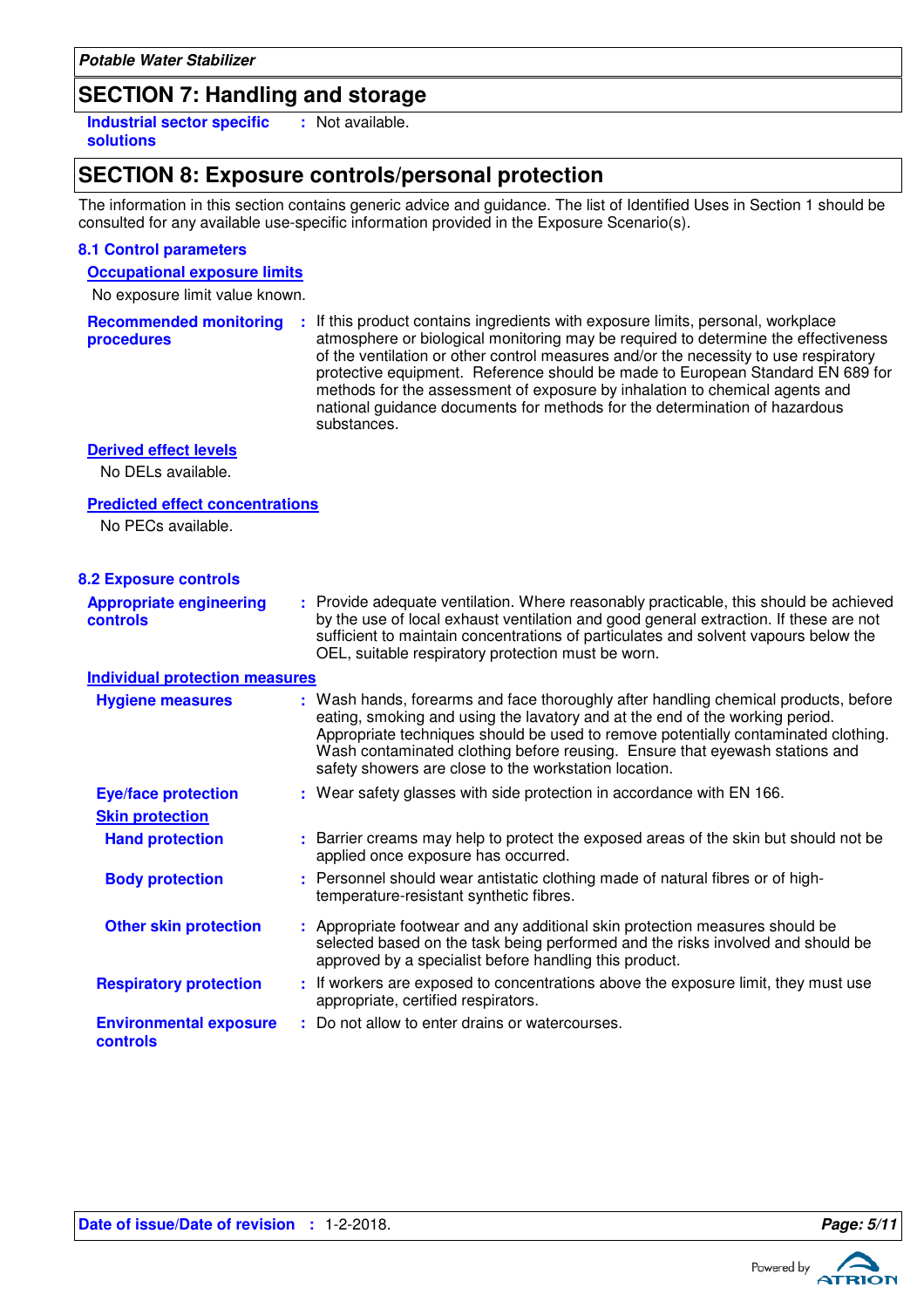## SECTION 7: Handling and storage

**Industrial sector specific solutions** : Not available.

## SECTION 8: Exposure controls/personal protection

The information in this section contains generic advice and guidance. The list of Identified Uses in Section 1 should be consulted for any available use-specific information provided in the Exposure Scenario(s).

### 8.1 Control parameters

**Occupational exposure limits**

No exposure limit value known.

**Recommended monitoring procedures** : If this product contains ingredients with exposure limits, personal, workplace atmosphere or biological monitoring may be required to determine the effectiveness of the ventilation or other control measures and/or the necessity to use respiratory protective equipment. Reference should be made to European Standard EN 689 for methods for the assessment of exposure by inhalation to chemical agents and national guidance documents for methods for the determination of hazardous substances.

**Derived effect levels**

No DELs available.

**Predicted effect concentrations**

No PECs available.

### 8.2 Exposure controls

**Appropriate engineering controls** : Provide adequate ventilation. Where reasonably practicable, this should be achieved by the use of local exhaust ventilation and good general extraction. If these are not sufficient to maintain concentrations of particulates and solvent vapours below the OEL, suitable respiratory protection must be worn.

**Individual protection measures**

**Hygiene measures** : Wash hands, forearms and face thoroughly after handling chemical products, before eating, smoking and using the lavatory and at the end of the working period. Appropriate techniques should be used to remove potentially contaminated clothing. Wash contaminated clothing before reusing. Ensure that eyewash stations and safety showers are close to the workstation location.

**Eye/face protection** : Wear safety glasses with side protection in accordance with EN 166.

**Skin protection**

**Hand protection** : Barrier creams may help to protect the exposed areas of the skin but should not be applied once exposure has occurred.

**Body protection** : Personnel should wear antistatic clothing made of natural fibres or of high-temperature-resistant synthetic fibres.

**Other skin protection** : Appropriate footwear and any additional skin protection measures should be selected based on the task being performed and the risks involved and should be approved by a specialist before handling this product.

**Respiratory protection** : If workers are exposed to concentrations above the exposure limit, they must use appropriate, certified respirators.

**Environmental exposure controls** : Do not allow to enter drains or watercourses.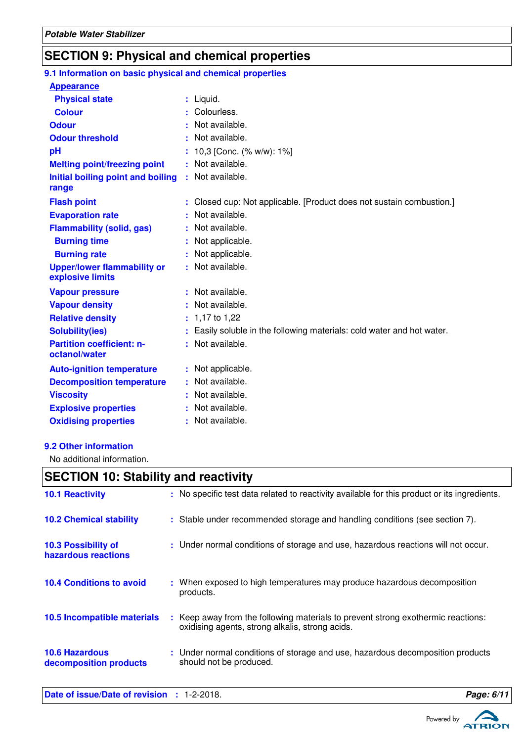## SECTION 9: Physical and chemical properties

### 9.1 Information on basic physical and chemical properties

**Appearance**

| Property | Value |
|---|---|
| Physical state | Liquid. |
| Colour | Colourless. |
| Odour | Not available. |
| Odour threshold | Not available. |
| pH | 10,3 [Conc. (% w/w): 1%] |
| Melting point/freezing point | Not available. |
| Initial boiling point and boiling range | Not available. |
| Flash point | Closed cup: Not applicable. [Product does not sustain combustion.] |
| Evaporation rate | Not available. |
| Flammability (solid, gas) | Not available. |
| Burning time | Not applicable. |
| Burning rate | Not applicable. |
| Upper/lower flammability or explosive limits | Not available. |
| Vapour pressure | Not available. |
| Vapour density | Not available. |
| Relative density | 1,17 to 1,22 |
| Solubility(ies) | Easily soluble in the following materials: cold water and hot water. |
| Partition coefficient: n-octanol/water | Not available. |
| Auto-ignition temperature | Not applicable. |
| Decomposition temperature | Not available. |
| Viscosity | Not available. |
| Explosive properties | Not available. |
| Oxidising properties | Not available. |

### 9.2 Other information

No additional information.

## SECTION 10: Stability and reactivity

| | |
|---|---|
| **10.1 Reactivity** | No specific test data related to reactivity available for this product or its ingredients. |
| **10.2 Chemical stability** | Stable under recommended storage and handling conditions (see section 7). |
| **10.3 Possibility of hazardous reactions** | Under normal conditions of storage and use, hazardous reactions will not occur. |
| **10.4 Conditions to avoid** | When exposed to high temperatures may produce hazardous decomposition products. |
| **10.5 Incompatible materials** | Keep away from the following materials to prevent strong exothermic reactions: oxidising agents, strong alkalis, strong acids. |
| **10.6 Hazardous decomposition products** | Under normal conditions of storage and use, hazardous decomposition products should not be produced. |

**Date of issue/Date of revision** : 1-2-2018.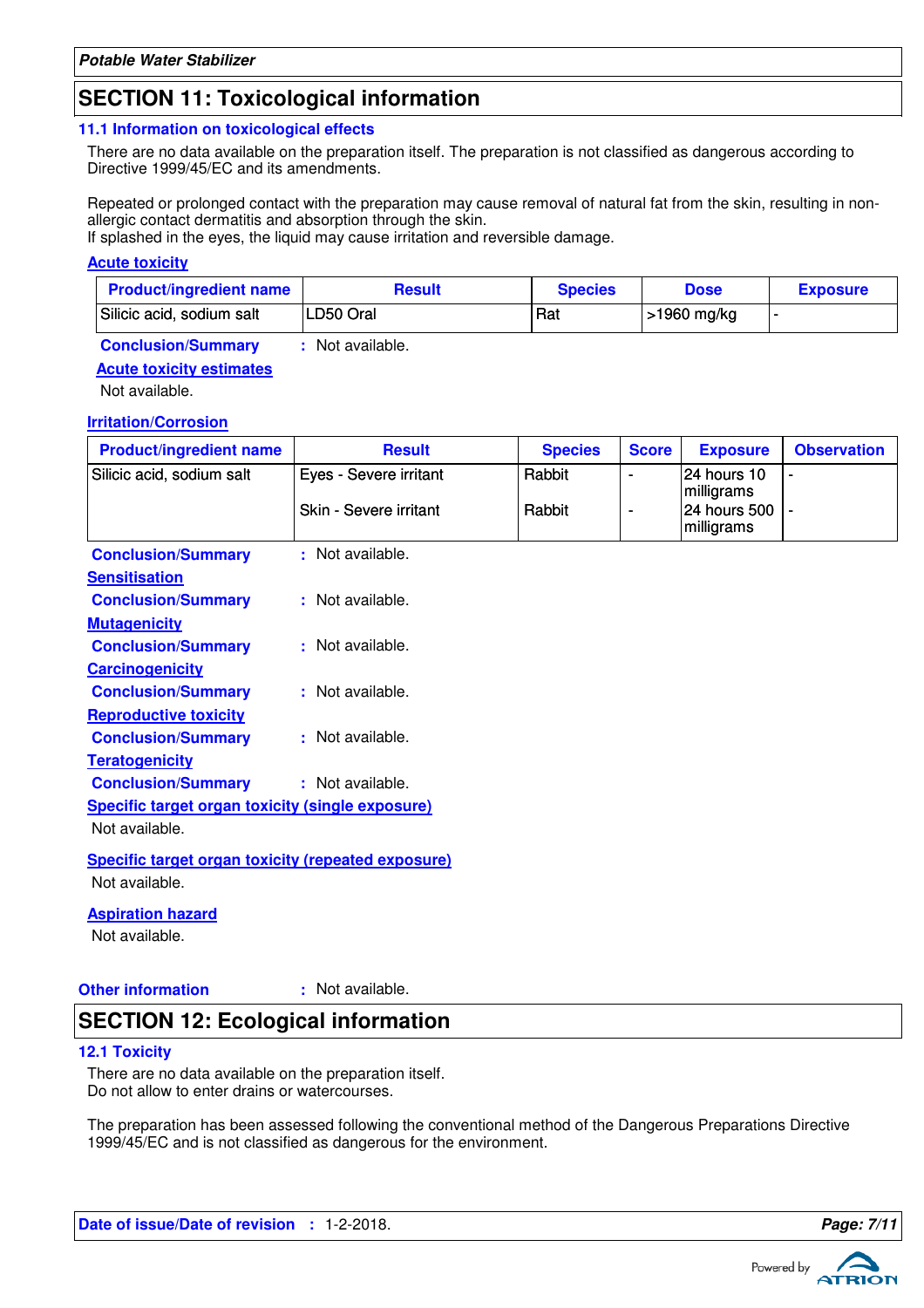## SECTION 11: Toxicological information

### 11.1 Information on toxicological effects

There are no data available on the preparation itself. The preparation is not classified as dangerous according to Directive 1999/45/EC and its amendments.

Repeated or prolonged contact with the preparation may cause removal of natural fat from the skin, resulting in non-allergic contact dermatitis and absorption through the skin.
If splashed in the eyes, the liquid may cause irritation and reversible damage.

**Acute toxicity**

| Product/ingredient name | Result | Species | Dose | Exposure |
|---|---|---|---|---|
| Silicic acid, sodium salt | LD50 Oral | Rat | >1960 mg/kg | - |

**Conclusion/Summary** : Not available.

**Acute toxicity estimates**

Not available.

**Irritation/Corrosion**

| Product/ingredient name | Result | Species | Score | Exposure | Observation |
|---|---|---|---|---|---|
| Silicic acid, sodium salt | Eyes - Severe irritant | Rabbit | - | 24 hours 10 milligrams | - |
| | Skin - Severe irritant | Rabbit | - | 24 hours 500 milligrams | - |

**Conclusion/Summary** : Not available.

**Sensitisation**

**Conclusion/Summary** : Not available.

**Mutagenicity**

**Conclusion/Summary** : Not available.

**Carcinogenicity**

**Conclusion/Summary** : Not available.

**Reproductive toxicity**

**Conclusion/Summary** : Not available.

**Teratogenicity**

**Conclusion/Summary** : Not available.

**Specific target organ toxicity (single exposure)**

Not available.

**Specific target organ toxicity (repeated exposure)**

Not available.

**Aspiration hazard**

Not available.

**Other information** : Not available.

## SECTION 12: Ecological information

### 12.1 Toxicity

There are no data available on the preparation itself.
Do not allow to enter drains or watercourses.

The preparation has been assessed following the conventional method of the Dangerous Preparations Directive 1999/45/EC and is not classified as dangerous for the environment.

**Date of issue/Date of revision** : 1-2-2018.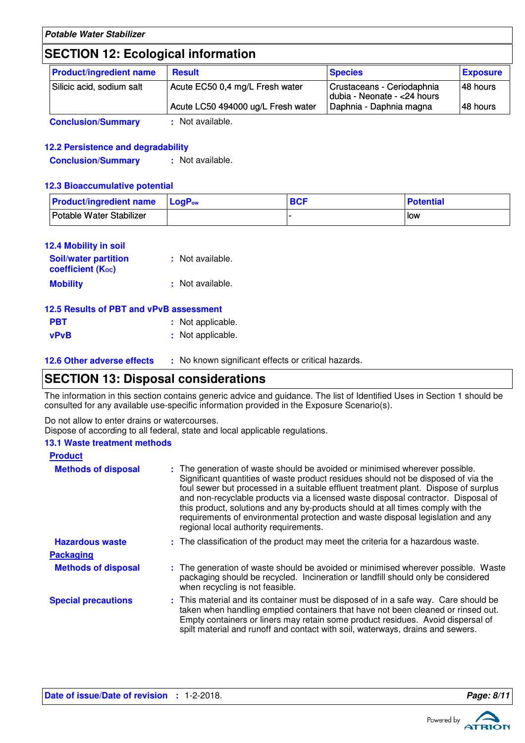## SECTION 12: Ecological information

| Product/ingredient name | Result | Species | Exposure |
|---|---|---|---|
| Silicic acid, sodium salt | Acute EC50 0,4 mg/L Fresh water | Crustaceans - Ceriodaphnia dubia - Neonate - <24 hours | 48 hours |
| | Acute LC50 494000 ug/L Fresh water | Daphnia - Daphnia magna | 48 hours |

**Conclusion/Summary** : Not available.

### 12.2 Persistence and degradability

**Conclusion/Summary** : Not available.

### 12.3 Bioaccumulative potential

| Product/ingredient name | $LogP_{ow}$ | BCF | Potential |
|---|---|---|---|
| Potable Water Stabilizer | | - | low |

### 12.4 Mobility in soil

**Soil/water partition coefficient ($K_{OC}$)** : Not available.

**Mobility** : Not available.

### 12.5 Results of PBT and vPvB assessment

**PBT** : Not applicable.

**vPvB** : Not applicable.

### 12.6 Other adverse effects

: No known significant effects or critical hazards.

## SECTION 13: Disposal considerations

The information in this section contains generic advice and guidance. The list of Identified Uses in Section 1 should be consulted for any available use-specific information provided in the Exposure Scenario(s).

Do not allow to enter drains or watercourses.
Dispose of according to all federal, state and local applicable regulations.

### 13.1 Waste treatment methods

**Product**

**Methods of disposal** : The generation of waste should be avoided or minimised wherever possible. Significant quantities of waste product residues should not be disposed of via the foul sewer but processed in a suitable effluent treatment plant. Dispose of surplus and non-recyclable products via a licensed waste disposal contractor. Disposal of this product, solutions and any by-products should at all times comply with the requirements of environmental protection and waste disposal legislation and any regional local authority requirements.

**Hazardous waste** : The classification of the product may meet the criteria for a hazardous waste.

**Packaging**

**Methods of disposal** : The generation of waste should be avoided or minimised wherever possible. Waste packaging should be recycled. Incineration or landfill should only be considered when recycling is not feasible.

**Special precautions** : This material and its container must be disposed of in a safe way. Care should be taken when handling emptied containers that have not been cleaned or rinsed out. Empty containers or liners may retain some product residues. Avoid dispersal of spilt material and runoff and contact with soil, waterways, drains and sewers.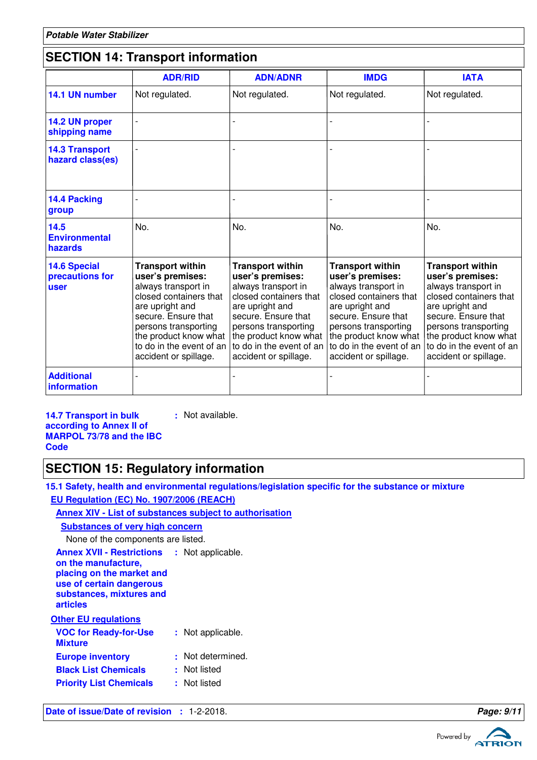## SECTION 14: Transport information

| | ADR/RID | ADN/ADNR | IMDG | IATA |
|---|---|---|---|---|
| **14.1 UN number** | Not regulated. | Not regulated. | Not regulated. | Not regulated. |
| **14.2 UN proper shipping name** | - | - | - | - |
| **14.3 Transport hazard class(es)** | - | - | - | - |
| **14.4 Packing group** | - | - | - | - |
| **14.5 Environmental hazards** | No. | No. | No. | No. |
| **14.6 Special precautions for user** | **Transport within user's premises:** always transport in closed containers that are upright and secure. Ensure that persons transporting the product know what to do in the event of an accident or spillage. | **Transport within user's premises:** always transport in closed containers that are upright and secure. Ensure that persons transporting the product know what to do in the event of an accident or spillage. | **Transport within user's premises:** always transport in closed containers that are upright and secure. Ensure that persons transporting the product know what to do in the event of an accident or spillage. | **Transport within user's premises:** always transport in closed containers that are upright and secure. Ensure that persons transporting the product know what to do in the event of an accident or spillage. |
| **Additional information** | - | - | - | - |

**14.7 Transport in bulk according to Annex II of MARPOL 73/78 and the IBC Code** : Not available.

## SECTION 15: Regulatory information

### 15.1 Safety, health and environmental regulations/legislation specific for the substance or mixture

**EU Regulation (EC) No. 1907/2006 (REACH)**

**Annex XIV - List of substances subject to authorisation**

**Substances of very high concern**

None of the components are listed.

**Annex XVII - Restrictions on the manufacture, placing on the market and use of certain dangerous substances, mixtures and articles** : Not applicable.

**Other EU regulations**

**VOC for Ready-for-Use Mixture** : Not applicable.

**Europe inventory** : Not determined.

**Black List Chemicals** : Not listed

**Priority List Chemicals** : Not listed

**Date of issue/Date of revision** : 1-2-2018.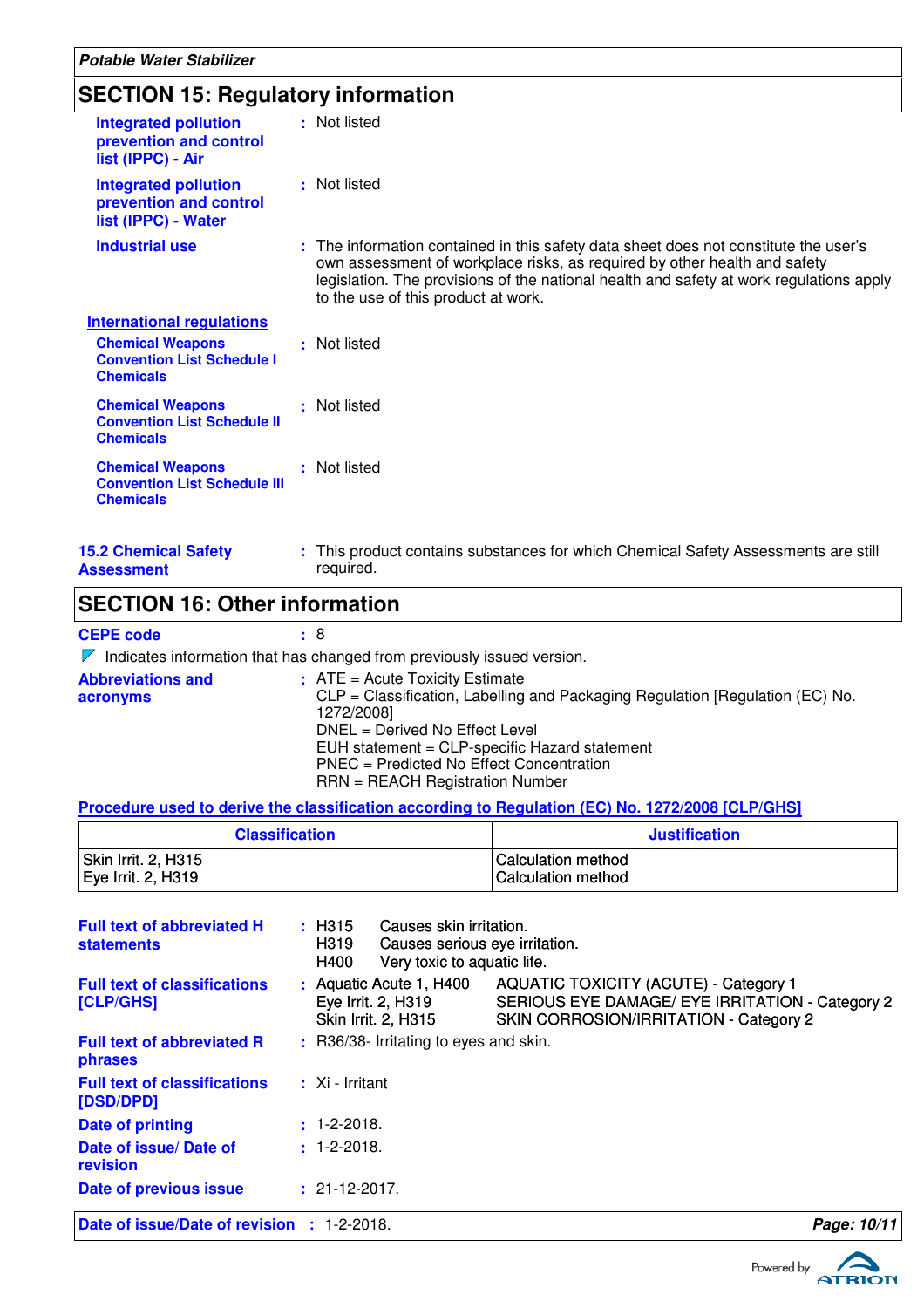## SECTION 15: Regulatory information

**Integrated pollution prevention and control list (IPPC) - Air** : Not listed

**Integrated pollution prevention and control list (IPPC) - Water** : Not listed

**Industrial use** : The information contained in this safety data sheet does not constitute the user's own assessment of workplace risks, as required by other health and safety legislation. The provisions of the national health and safety at work regulations apply to the use of this product at work.

**International regulations**

**Chemical Weapons Convention List Schedule I Chemicals** : Not listed

**Chemical Weapons Convention List Schedule II Chemicals** : Not listed

**Chemical Weapons Convention List Schedule III Chemicals** : Not listed

**15.2 Chemical Safety Assessment** : This product contains substances for which Chemical Safety Assessments are still required.

## SECTION 16: Other information

**CEPE code** : 8

Indicates information that has changed from previously issued version.

**Abbreviations and acronyms** :
ATE = Acute Toxicity Estimate
CLP = Classification, Labelling and Packaging Regulation [Regulation (EC) No. 1272/2008]
DNEL = Derived No Effect Level
EUH statement = CLP-specific Hazard statement
PNEC = Predicted No Effect Concentration
RRN = REACH Registration Number

**Procedure used to derive the classification according to Regulation (EC) No. 1272/2008 [CLP/GHS]**

| Classification | Justification |
|---|---|
| Skin Irrit. 2, H315<br>Eye Irrit. 2, H319 | Calculation method<br>Calculation method |

**Full text of abbreviated H statements** :
H315 Causes skin irritation.
H319 Causes serious eye irritation.
H400 Very toxic to aquatic life.

**Full text of classifications [CLP/GHS]** :
Aquatic Acute 1, H400 AQUATIC TOXICITY (ACUTE) - Category 1
Eye Irrit. 2, H319 SERIOUS EYE DAMAGE/ EYE IRRITATION - Category 2
Skin Irrit. 2, H315 SKIN CORROSION/IRRITATION - Category 2

**Full text of abbreviated R phrases** : R36/38- Irritating to eyes and skin.

**Full text of classifications [DSD/DPD]** : Xi - Irritant

**Date of printing** : 1-2-2018.

**Date of issue/ Date of revision** : 1-2-2018.

**Date of previous issue** : 21-12-2017.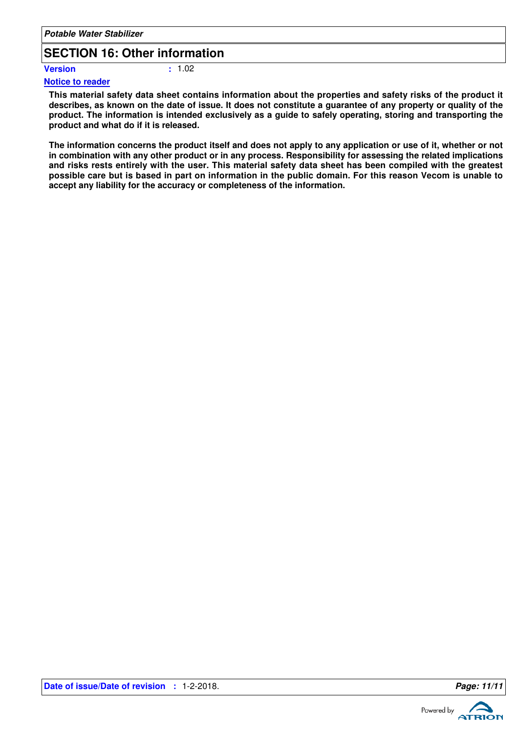## SECTION 16: Other information

**Version** : 1.02

**Notice to reader**

**This material safety data sheet contains information about the properties and safety risks of the product it describes, as known on the date of issue. It does not constitute a guarantee of any property or quality of the product. The information is intended exclusively as a guide to safely operating, storing and transporting the product and what do if it is released.**

**The information concerns the product itself and does not apply to any application or use of it, whether or not in combination with any other product or in any process. Responsibility for assessing the related implications and risks rests entirely with the user. This material safety data sheet has been compiled with the greatest possible care but is based in part on information in the public domain. For this reason Vecom is unable to accept any liability for the accuracy or completeness of the information.**

**Date of issue/Date of revision** : 1-2-2018.